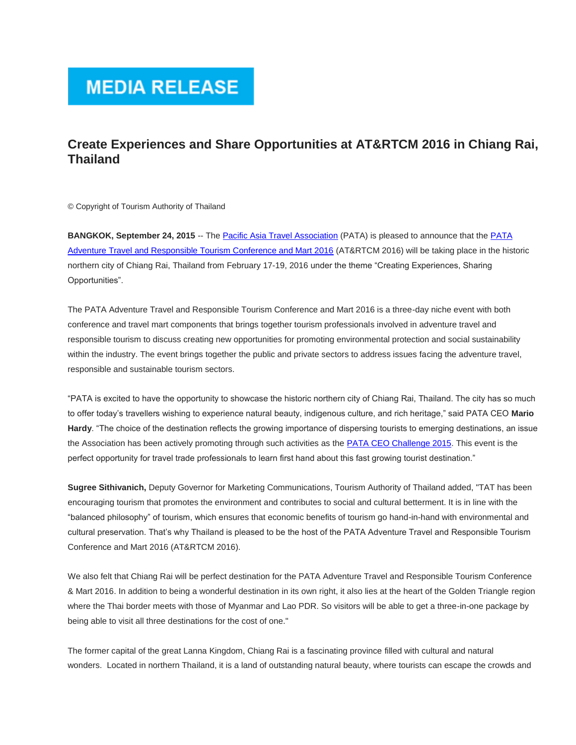# MEDIA RELEASE

## Create Experiences and Share Opportunities at AT&RTCM 2016 in Chiang Rai, Thailand

© Copyright of Tourism Authority of Thailand

**BANGKOK, September 24, 2015** -- The Pacific Asia Travel Association (PATA) is pleased to announce that the PATA Adventure Travel and Responsible Tourism Conference and Mart 2016 (AT&RTCM 2016) will be taking place in the historic northern city of Chiang Rai, Thailand from February 17-19, 2016 under the theme "Creating Experiences, Sharing Opportunities".

The PATA Adventure Travel and Responsible Tourism Conference and Mart 2016 is a three-day niche event with both conference and travel mart components that brings together tourism professionals involved in adventure travel and responsible tourism to discuss creating new opportunities for promoting environmental protection and social sustainability within the industry. The event brings together the public and private sectors to address issues facing the adventure travel, responsible and sustainable tourism sectors.

"PATA is excited to have the opportunity to showcase the historic northern city of Chiang Rai, Thailand. The city has so much to offer today's travellers wishing to experience natural beauty, indigenous culture, and rich heritage," said PATA CEO **Mario Hardy**. "The choice of the destination reflects the growing importance of dispersing tourists to emerging destinations, an issue the Association has been actively promoting through such activities as the PATA CEO Challenge 2015. This event is the perfect opportunity for travel trade professionals to learn first hand about this fast growing tourist destination."

**Sugree Sithivanich,** Deputy Governor for Marketing Communications, Tourism Authority of Thailand added, "TAT has been encouraging tourism that promotes the environment and contributes to social and cultural betterment. It is in line with the "balanced philosophy" of tourism, which ensures that economic benefits of tourism go hand-in-hand with environmental and cultural preservation. That's why Thailand is pleased to be the host of the PATA Adventure Travel and Responsible Tourism Conference and Mart 2016 (AT&RTCM 2016).

We also felt that Chiang Rai will be perfect destination for the PATA Adventure Travel and Responsible Tourism Conference & Mart 2016. In addition to being a wonderful destination in its own right, it also lies at the heart of the Golden Triangle region where the Thai border meets with those of Myanmar and Lao PDR. So visitors will be able to get a three-in-one package by being able to visit all three destinations for the cost of one."

The former capital of the great Lanna Kingdom, Chiang Rai is a fascinating province filled with cultural and natural wonders. Located in northern Thailand, it is a land of outstanding natural beauty, where tourists can escape the crowds and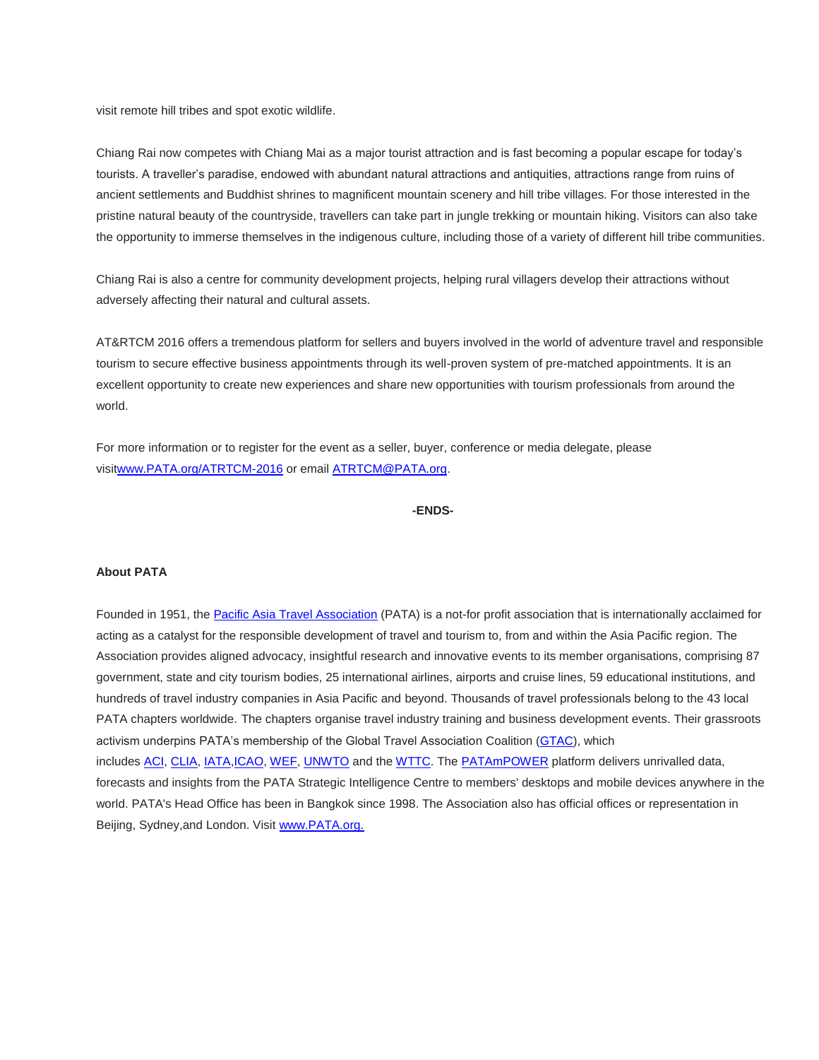visit remote hill tribes and spot exotic wildlife.

Chiang Rai now competes with Chiang Mai as a major tourist attraction and is fast becoming a popular escape for today's tourists. A traveller's paradise, endowed with abundant natural attractions and antiquities, attractions range from ruins of ancient settlements and Buddhist shrines to magnificent mountain scenery and hill tribe villages. For those interested in the pristine natural beauty of the countryside, travellers can take part in jungle trekking or mountain hiking. Visitors can also take the opportunity to immerse themselves in the indigenous culture, including those of a variety of different hill tribe communities.

Chiang Rai is also a centre for community development projects, helping rural villagers develop their attractions without adversely affecting their natural and cultural assets.

AT&RTCM 2016 offers a tremendous platform for sellers and buyers involved in the world of adventure travel and responsible tourism to secure effective business appointments through its well-proven system of pre-matched appointments. It is an excellent opportunity to create new experiences and share new opportunities with tourism professionals from around the world.

For more information or to register for the event as a seller, buyer, conference or media delegate, please visitwww.PATA.org/ATRTCM-2016 or email ATRTCM@PATA.org.

**-ENDS-**

**About PATA**

Founded in 1951, the Pacific Asia Travel Association (PATA) is a not-for profit association that is internationally acclaimed for acting as a catalyst for the responsible development of travel and tourism to, from and within the Asia Pacific region. The Association provides aligned advocacy, insightful research and innovative events to its member organisations, comprising 87 government, state and city tourism bodies, 25 international airlines, airports and cruise lines, 59 educational institutions, and hundreds of travel industry companies in Asia Pacific and beyond. Thousands of travel professionals belong to the 43 local PATA chapters worldwide. The chapters organise travel industry training and business development events. Their grassroots activism underpins PATA's membership of the Global Travel Association Coalition (GTAC), which includes ACI, CLIA, IATA,ICAO, WEF, UNWTO and the WTTC. The PATAmPOWER platform delivers unrivalled data, forecasts and insights from the PATA Strategic Intelligence Centre to members' desktops and mobile devices anywhere in the world. PATA's Head Office has been in Bangkok since 1998. The Association also has official offices or representation in Beijing, Sydney,and London. Visit www.PATA.org.